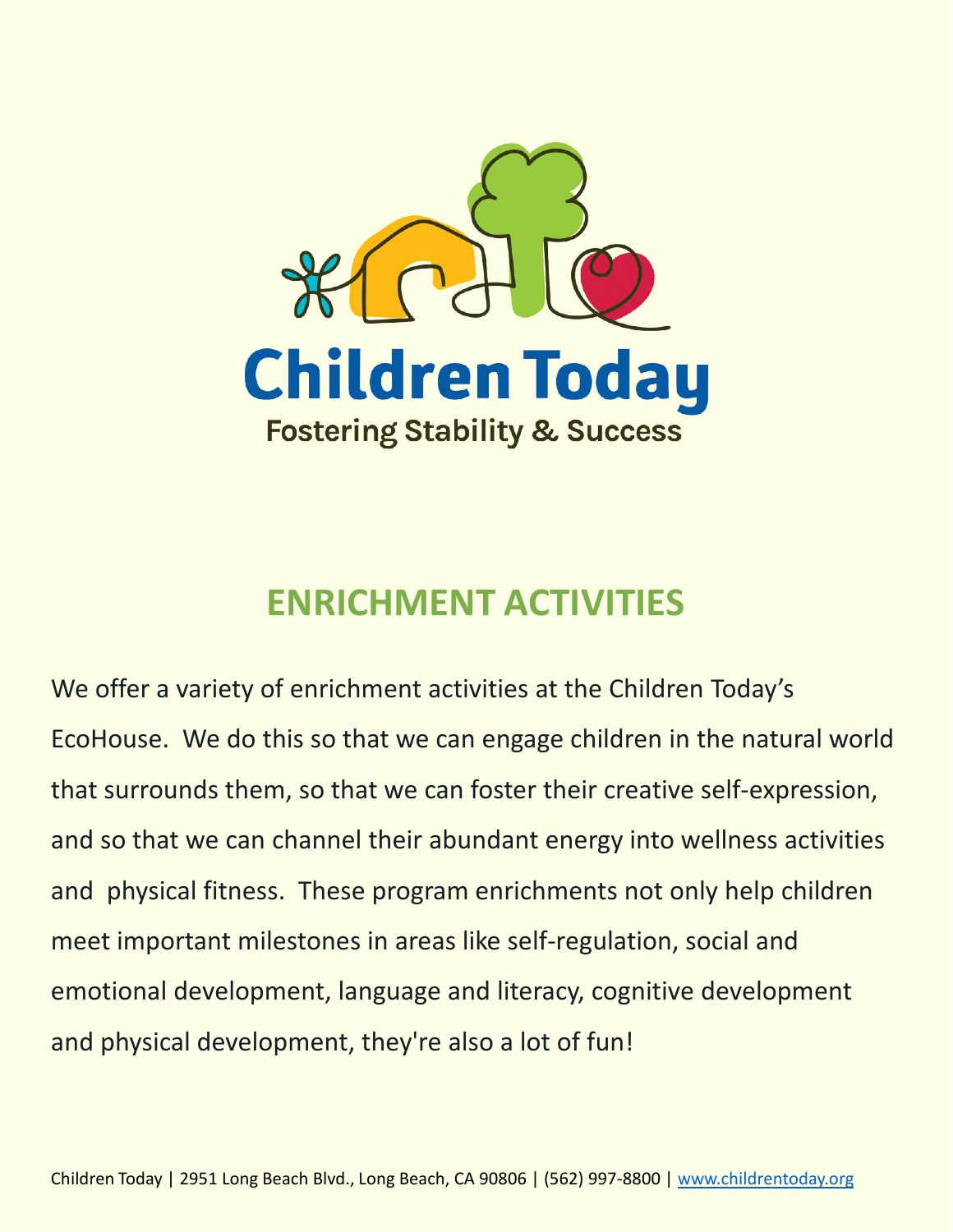# Children Today

**Fostering Stability & Success**

## ENRICHMENT ACTIVITIES

We offer a variety of enrichment activities at the Children Today's EcoHouse. We do this so that we can engage children in the natural world that surrounds them, so that we can foster their creative self-expression, and so that we can channel their abundant energy into wellness activities and physical fitness. These program enrichments not only help children meet important milestones in areas like self-regulation, social and emotional development, language and literacy, cognitive development and physical development, they're also a lot of fun!

Children Today | 2951 Long Beach Blvd., Long Beach, CA 90806 | (562) 997-8800 | www.childrentoday.org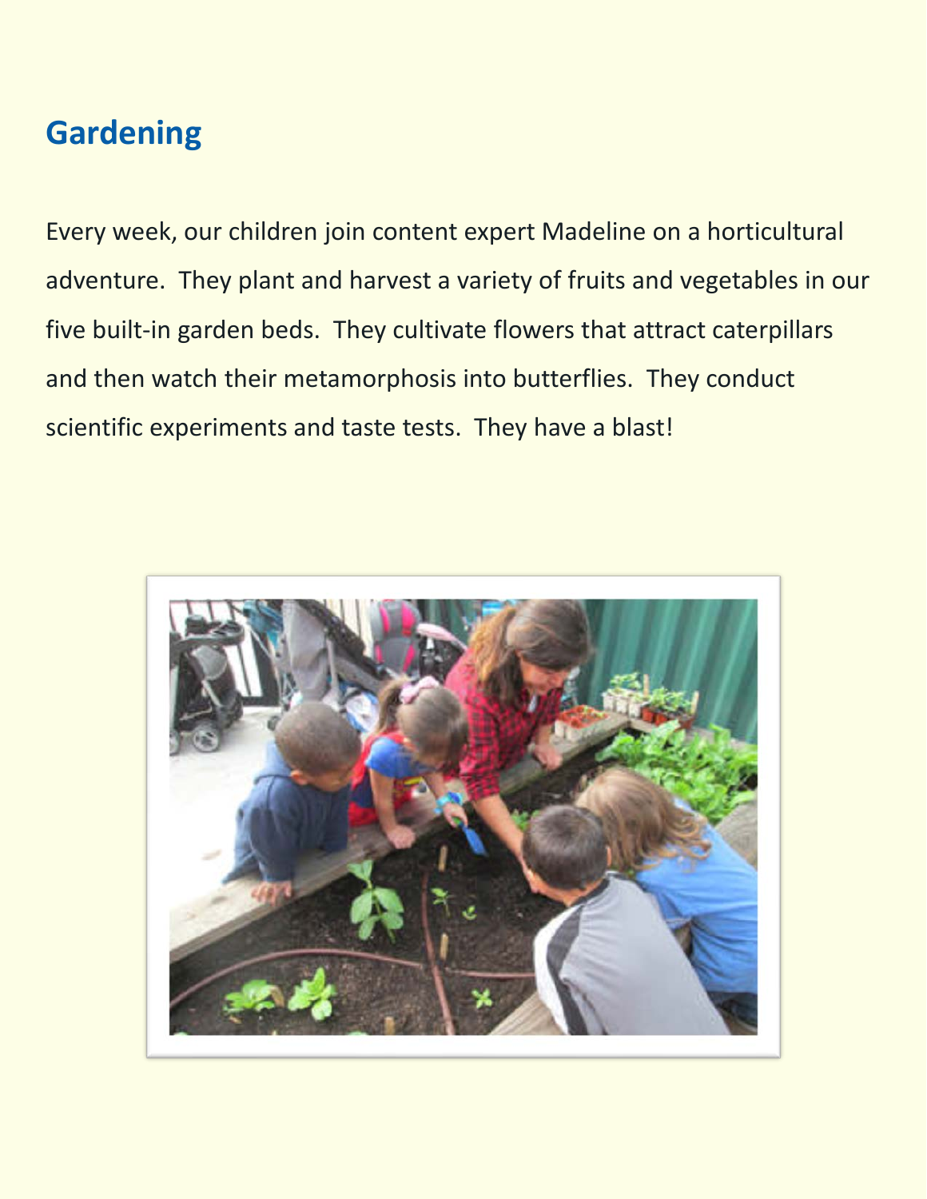## Gardening

Every week, our children join content expert Madeline on a horticultural adventure. They plant and harvest a variety of fruits and vegetables in our five built-in garden beds. They cultivate flowers that attract caterpillars and then watch their metamorphosis into butterflies. They conduct scientific experiments and taste tests. They have a blast!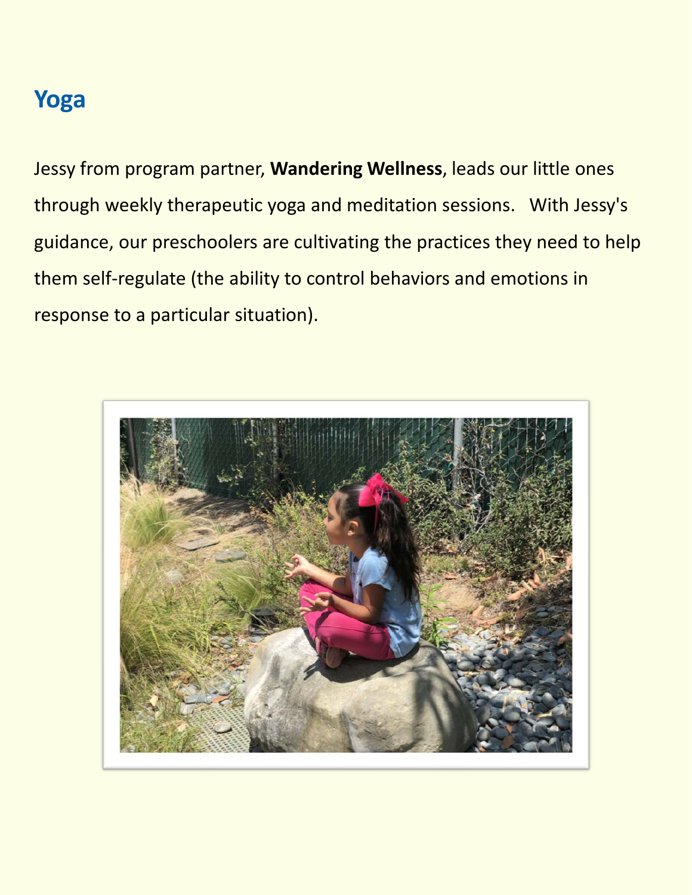## Yoga

Jessy from program partner, **Wandering Wellness**, leads our little ones through weekly therapeutic yoga and meditation sessions. With Jessy's guidance, our preschoolers are cultivating the practices they need to help them self-regulate (the ability to control behaviors and emotions in response to a particular situation).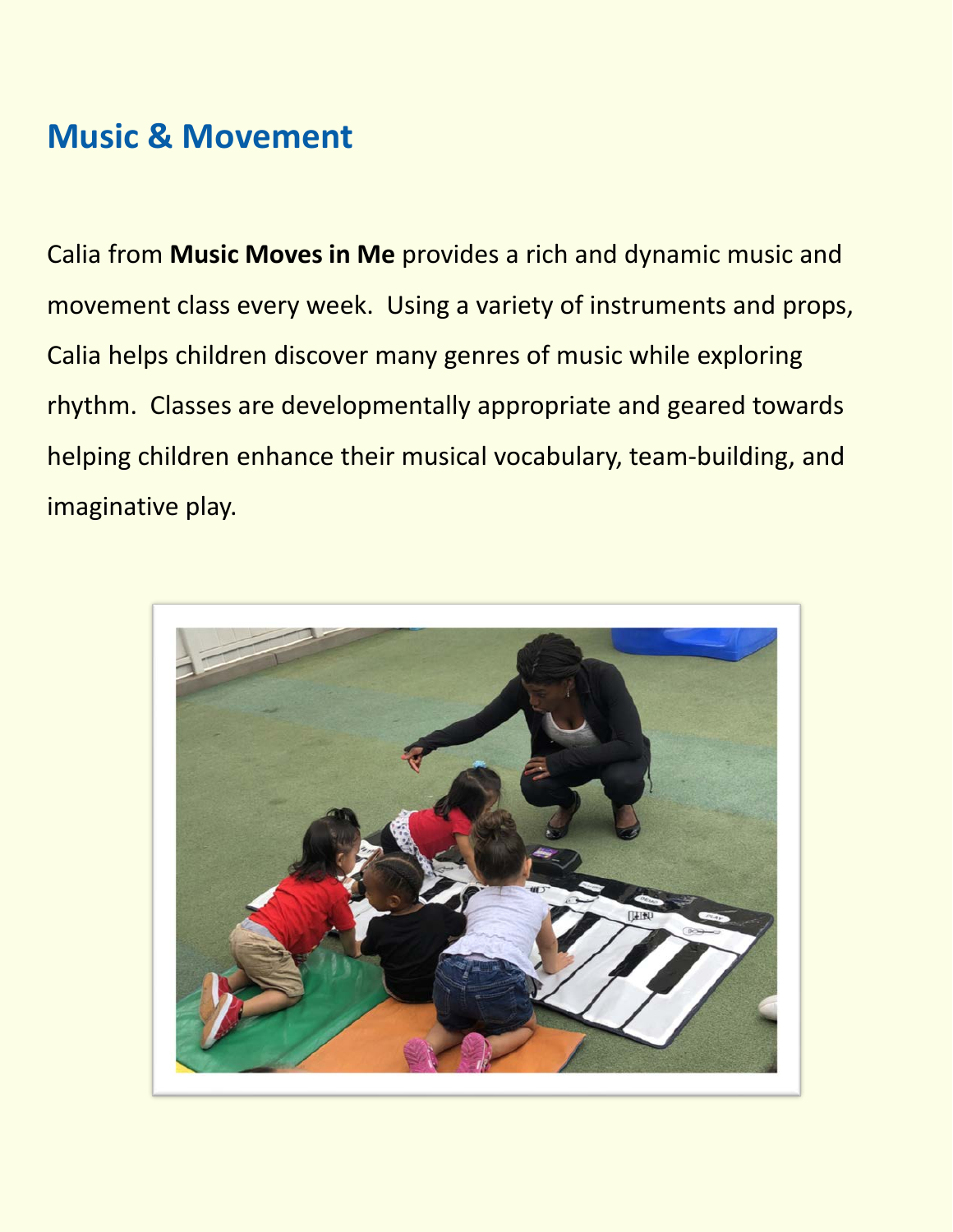## Music & Movement

Calia from **Music Moves in Me** provides a rich and dynamic music and movement class every week. Using a variety of instruments and props, Calia helps children discover many genres of music while exploring rhythm. Classes are developmentally appropriate and geared towards helping children enhance their musical vocabulary, team-building, and imaginative play.